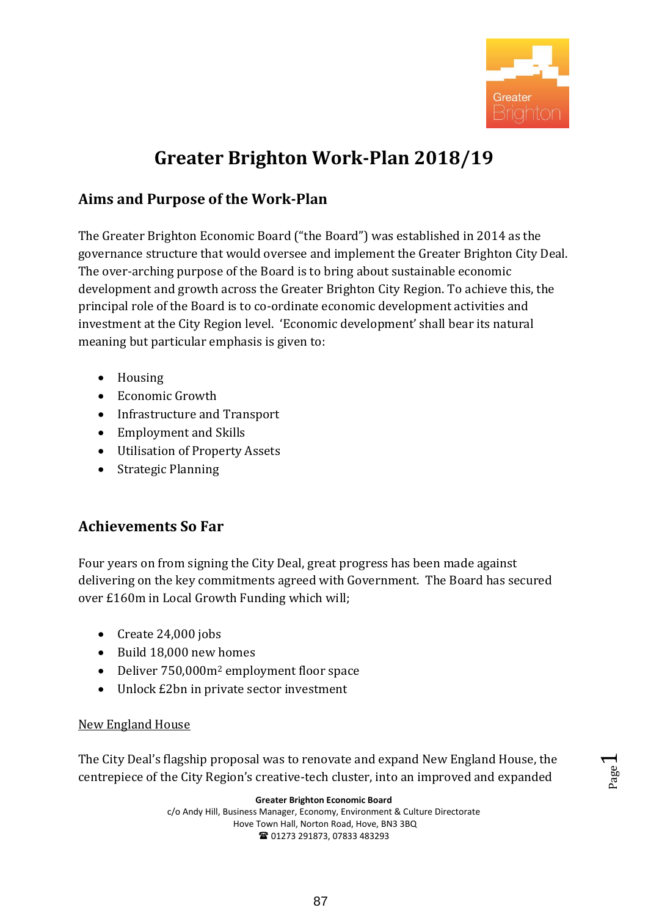# Greater Brighton Work-Plan 2018/19

## Aims and Purpose of the Work-Plan

The Greater Brighton Economic Board ("the Board") was established in 2014 as the governance structure that would oversee and implement the Greater Brighton City Deal. The over-arching purpose of the Board is to bring about sustainable economic development and growth across the Greater Brighton City Region. To achieve this, the principal role of the Board is to co-ordinate economic development activities and investment at the City Region level. 'Economic development' shall bear its natural meaning but particular emphasis is given to:

- Housing
- Economic Growth
- Infrastructure and Transport
- Employment and Skills
- Utilisation of Property Assets
- Strategic Planning

## Achievements So Far

Four years on from signing the City Deal, great progress has been made against delivering on the key commitments agreed with Government. The Board has secured over £160m in Local Growth Funding which will;

- Create 24,000 jobs
- Build 18,000 new homes
- Deliver 750,000m$^2$ employment floor space
- Unlock £2bn in private sector investment

<u>New England House</u>

The City Deal's flagship proposal was to renovate and expand New England House, the centrepiece of the City Region's creative-tech cluster, into an improved and expanded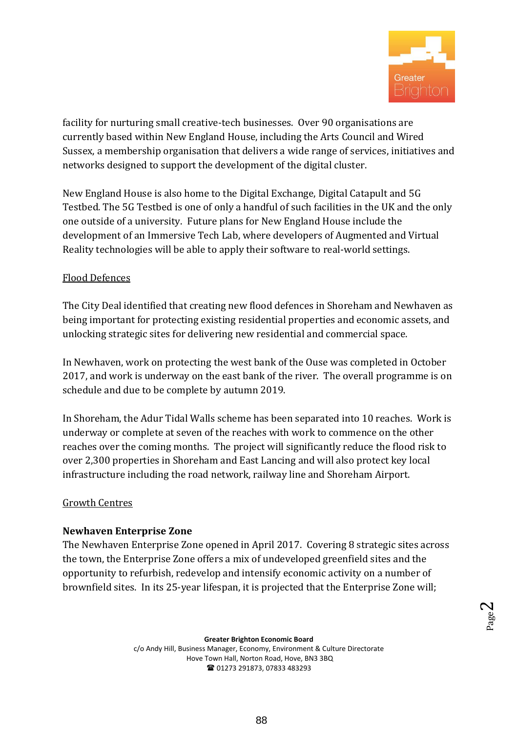facility for nurturing small creative-tech businesses. Over 90 organisations are currently based within New England House, including the Arts Council and Wired Sussex, a membership organisation that delivers a wide range of services, initiatives and networks designed to support the development of the digital cluster.

New England House is also home to the Digital Exchange, Digital Catapult and 5G Testbed. The 5G Testbed is one of only a handful of such facilities in the UK and the only one outside of a university. Future plans for New England House include the development of an Immersive Tech Lab, where developers of Augmented and Virtual Reality technologies will be able to apply their software to real-world settings.

<u>Flood Defences</u>

The City Deal identified that creating new flood defences in Shoreham and Newhaven as being important for protecting existing residential properties and economic assets, and unlocking strategic sites for delivering new residential and commercial space.

In Newhaven, work on protecting the west bank of the Ouse was completed in October 2017, and work is underway on the east bank of the river. The overall programme is on schedule and due to be complete by autumn 2019.

In Shoreham, the Adur Tidal Walls scheme has been separated into 10 reaches. Work is underway or complete at seven of the reaches with work to commence on the other reaches over the coming months. The project will significantly reduce the flood risk to over 2,300 properties in Shoreham and East Lancing and will also protect key local infrastructure including the road network, railway line and Shoreham Airport.

<u>Growth Centres</u>

**Newhaven Enterprise Zone**

The Newhaven Enterprise Zone opened in April 2017. Covering 8 strategic sites across the town, the Enterprise Zone offers a mix of undeveloped greenfield sites and the opportunity to refurbish, redevelop and intensify economic activity on a number of brownfield sites. In its 25-year lifespan, it is projected that the Enterprise Zone will;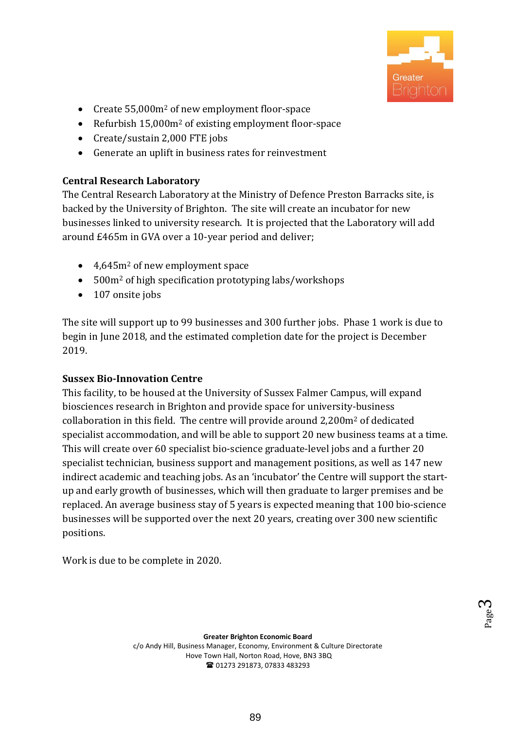- Create 55,000m$^2$ of new employment floor-space
- Refurbish 15,000m$^2$ of existing employment floor-space
- Create/sustain 2,000 FTE jobs
- Generate an uplift in business rates for reinvestment

**Central Research Laboratory**

The Central Research Laboratory at the Ministry of Defence Preston Barracks site, is backed by the University of Brighton. The site will create an incubator for new businesses linked to university research. It is projected that the Laboratory will add around £465m in GVA over a 10-year period and deliver;

- 4,645m$^2$ of new employment space
- 500m$^2$ of high specification prototyping labs/workshops
- 107 onsite jobs

The site will support up to 99 businesses and 300 further jobs. Phase 1 work is due to begin in June 2018, and the estimated completion date for the project is December 2019.

**Sussex Bio-Innovation Centre**

This facility, to be housed at the University of Sussex Falmer Campus, will expand biosciences research in Brighton and provide space for university-business collaboration in this field. The centre will provide around 2,200m$^2$ of dedicated specialist accommodation, and will be able to support 20 new business teams at a time. This will create over 60 specialist bio-science graduate-level jobs and a further 20 specialist technician, business support and management positions, as well as 147 new indirect academic and teaching jobs. As an 'incubator' the Centre will support the start-up and early growth of businesses, which will then graduate to larger premises and be replaced. An average business stay of 5 years is expected meaning that 100 bio-science businesses will be supported over the next 20 years, creating over 300 new scientific positions.

Work is due to be complete in 2020.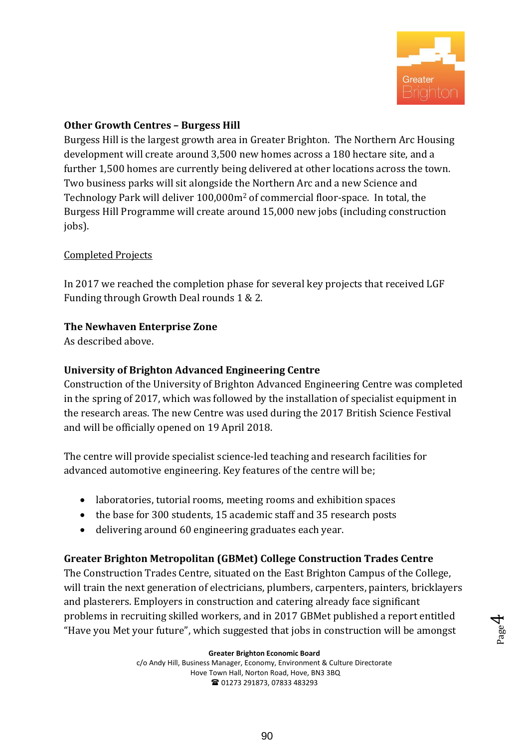**Other Growth Centres – Burgess Hill**

Burgess Hill is the largest growth area in Greater Brighton. The Northern Arc Housing development will create around 3,500 new homes across a 180 hectare site, and a further 1,500 homes are currently being delivered at other locations across the town. Two business parks will sit alongside the Northern Arc and a new Science and Technology Park will deliver 100,000m$^2$ of commercial floor-space. In total, the Burgess Hill Programme will create around 15,000 new jobs (including construction jobs).

<u>Completed Projects</u>

In 2017 we reached the completion phase for several key projects that received LGF Funding through Growth Deal rounds 1 & 2.

**The Newhaven Enterprise Zone**

As described above.

**University of Brighton Advanced Engineering Centre**

Construction of the University of Brighton Advanced Engineering Centre was completed in the spring of 2017, which was followed by the installation of specialist equipment in the research areas. The new Centre was used during the 2017 British Science Festival and will be officially opened on 19 April 2018.

The centre will provide specialist science-led teaching and research facilities for advanced automotive engineering. Key features of the centre will be;

- laboratories, tutorial rooms, meeting rooms and exhibition spaces
- the base for 300 students, 15 academic staff and 35 research posts
- delivering around 60 engineering graduates each year.

**Greater Brighton Metropolitan (GBMet) College Construction Trades Centre**

The Construction Trades Centre, situated on the East Brighton Campus of the College, will train the next generation of electricians, plumbers, carpenters, painters, bricklayers and plasterers. Employers in construction and catering already face significant problems in recruiting skilled workers, and in 2017 GBMet published a report entitled "Have you Met your future", which suggested that jobs in construction will be amongst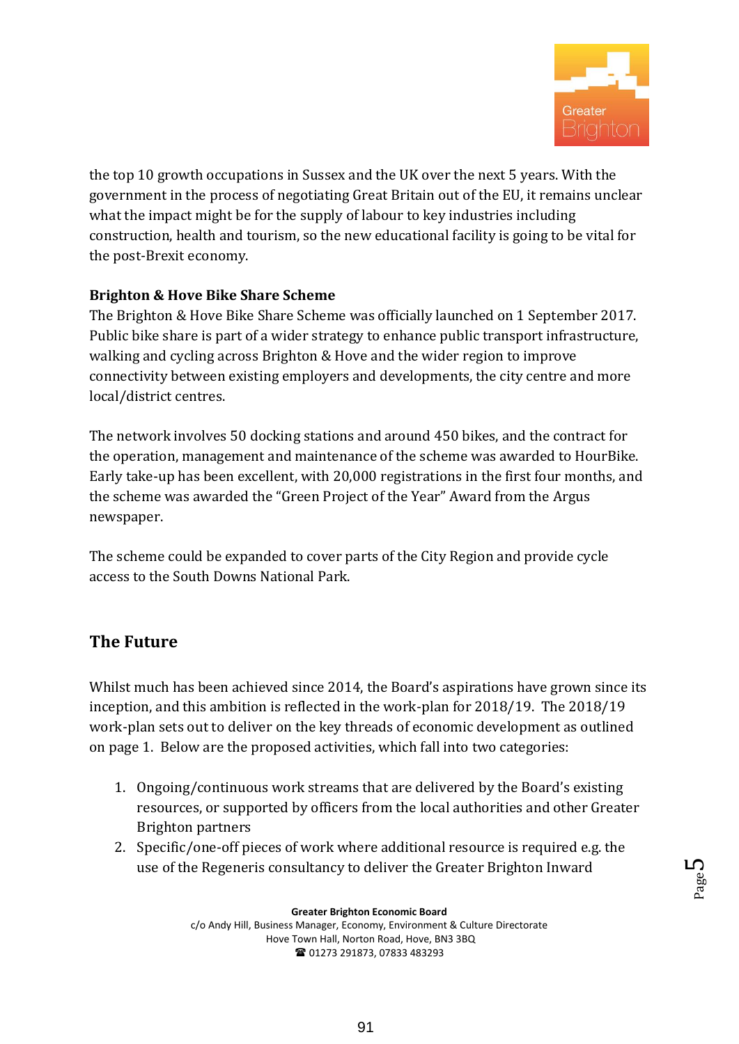the top 10 growth occupations in Sussex and the UK over the next 5 years. With the government in the process of negotiating Great Britain out of the EU, it remains unclear what the impact might be for the supply of labour to key industries including construction, health and tourism, so the new educational facility is going to be vital for the post-Brexit economy.

**Brighton & Hove Bike Share Scheme**

The Brighton & Hove Bike Share Scheme was officially launched on 1 September 2017. Public bike share is part of a wider strategy to enhance public transport infrastructure, walking and cycling across Brighton & Hove and the wider region to improve connectivity between existing employers and developments, the city centre and more local/district centres.

The network involves 50 docking stations and around 450 bikes, and the contract for the operation, management and maintenance of the scheme was awarded to HourBike. Early take-up has been excellent, with 20,000 registrations in the first four months, and the scheme was awarded the "Green Project of the Year" Award from the Argus newspaper.

The scheme could be expanded to cover parts of the City Region and provide cycle access to the South Downs National Park.

## The Future

Whilst much has been achieved since 2014, the Board's aspirations have grown since its inception, and this ambition is reflected in the work-plan for 2018/19. The 2018/19 work-plan sets out to deliver on the key threads of economic development as outlined on page 1. Below are the proposed activities, which fall into two categories:

1. Ongoing/continuous work streams that are delivered by the Board's existing resources, or supported by officers from the local authorities and other Greater Brighton partners
2. Specific/one-off pieces of work where additional resource is required e.g. the use of the Regeneris consultancy to deliver the Greater Brighton Inward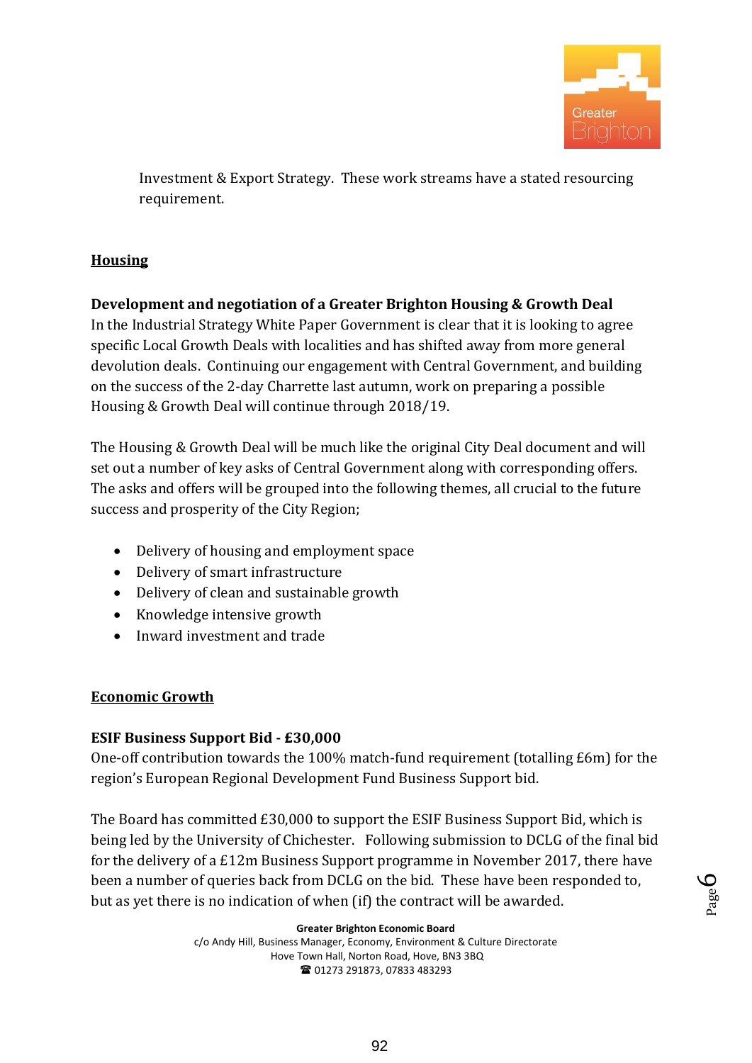Investment & Export Strategy. These work streams have a stated resourcing requirement.

## Housing

**Development and negotiation of a Greater Brighton Housing & Growth Deal**

In the Industrial Strategy White Paper Government is clear that it is looking to agree specific Local Growth Deals with localities and has shifted away from more general devolution deals. Continuing our engagement with Central Government, and building on the success of the 2-day Charrette last autumn, work on preparing a possible Housing & Growth Deal will continue through 2018/19.

The Housing & Growth Deal will be much like the original City Deal document and will set out a number of key asks of Central Government along with corresponding offers. The asks and offers will be grouped into the following themes, all crucial to the future success and prosperity of the City Region;

- Delivery of housing and employment space
- Delivery of smart infrastructure
- Delivery of clean and sustainable growth
- Knowledge intensive growth
- Inward investment and trade

## Economic Growth

**ESIF Business Support Bid - £30,000**

One-off contribution towards the 100% match-fund requirement (totalling £6m) for the region's European Regional Development Fund Business Support bid.

The Board has committed £30,000 to support the ESIF Business Support Bid, which is being led by the University of Chichester. Following submission to DCLG of the final bid for the delivery of a £12m Business Support programme in November 2017, there have been a number of queries back from DCLG on the bid. These have been responded to, but as yet there is no indication of when (if) the contract will be awarded.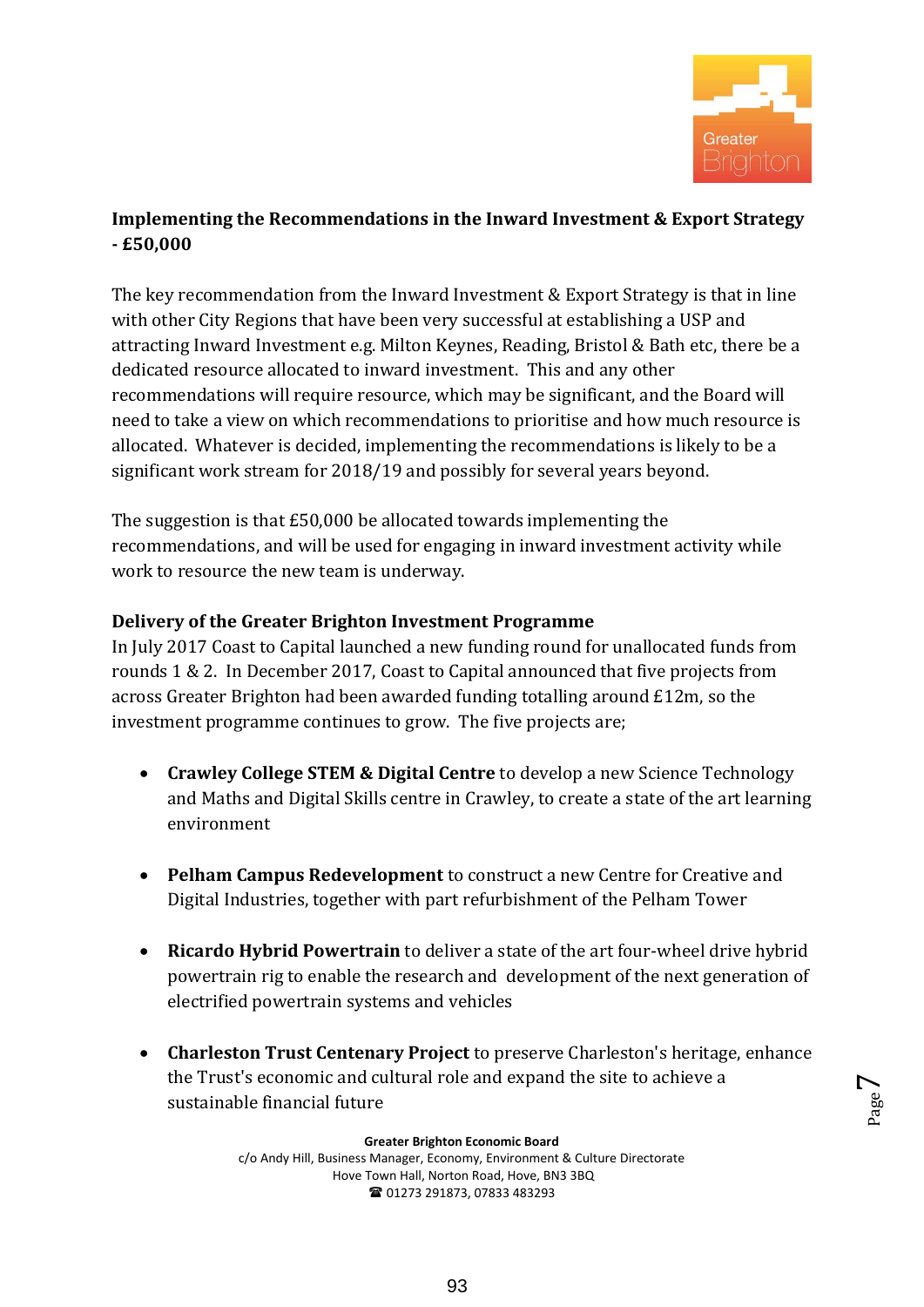**Implementing the Recommendations in the Inward Investment & Export Strategy - £50,000**

The key recommendation from the Inward Investment & Export Strategy is that in line with other City Regions that have been very successful at establishing a USP and attracting Inward Investment e.g. Milton Keynes, Reading, Bristol & Bath etc, there be a dedicated resource allocated to inward investment. This and any other recommendations will require resource, which may be significant, and the Board will need to take a view on which recommendations to prioritise and how much resource is allocated. Whatever is decided, implementing the recommendations is likely to be a significant work stream for 2018/19 and possibly for several years beyond.

The suggestion is that £50,000 be allocated towards implementing the recommendations, and will be used for engaging in inward investment activity while work to resource the new team is underway.

**Delivery of the Greater Brighton Investment Programme**

In July 2017 Coast to Capital launched a new funding round for unallocated funds from rounds 1 & 2. In December 2017, Coast to Capital announced that five projects from across Greater Brighton had been awarded funding totalling around £12m, so the investment programme continues to grow. The five projects are;

- **Crawley College STEM & Digital Centre** to develop a new Science Technology and Maths and Digital Skills centre in Crawley, to create a state of the art learning environment

- **Pelham Campus Redevelopment** to construct a new Centre for Creative and Digital Industries, together with part refurbishment of the Pelham Tower

- **Ricardo Hybrid Powertrain** to deliver a state of the art four-wheel drive hybrid powertrain rig to enable the research and development of the next generation of electrified powertrain systems and vehicles

- **Charleston Trust Centenary Project** to preserve Charleston's heritage, enhance the Trust's economic and cultural role and expand the site to achieve a sustainable financial future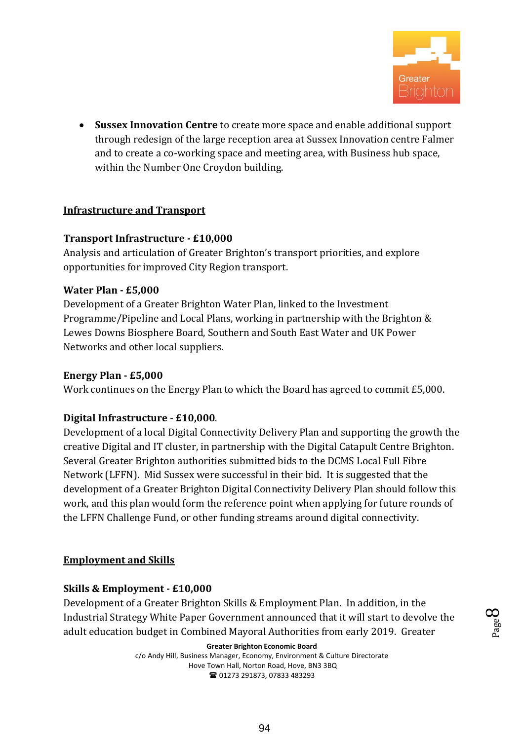- **Sussex Innovation Centre** to create more space and enable additional support through redesign of the large reception area at Sussex Innovation centre Falmer and to create a co-working space and meeting area, with Business hub space, within the Number One Croydon building.

## Infrastructure and Transport

**Transport Infrastructure - £10,000**
Analysis and articulation of Greater Brighton's transport priorities, and explore opportunities for improved City Region transport.

**Water Plan - £5,000**
Development of a Greater Brighton Water Plan, linked to the Investment Programme/Pipeline and Local Plans, working in partnership with the Brighton & Lewes Downs Biosphere Board, Southern and South East Water and UK Power Networks and other local suppliers.

**Energy Plan - £5,000**
Work continues on the Energy Plan to which the Board has agreed to commit £5,000.

**Digital Infrastructure - £10,000**.
Development of a local Digital Connectivity Delivery Plan and supporting the growth the creative Digital and IT cluster, in partnership with the Digital Catapult Centre Brighton. Several Greater Brighton authorities submitted bids to the DCMS Local Full Fibre Network (LFFN). Mid Sussex were successful in their bid. It is suggested that the development of a Greater Brighton Digital Connectivity Delivery Plan should follow this work, and this plan would form the reference point when applying for future rounds of the LFFN Challenge Fund, or other funding streams around digital connectivity.

## Employment and Skills

**Skills & Employment - £10,000**
Development of a Greater Brighton Skills & Employment Plan. In addition, in the Industrial Strategy White Paper Government announced that it will start to devolve the adult education budget in Combined Mayoral Authorities from early 2019. Greater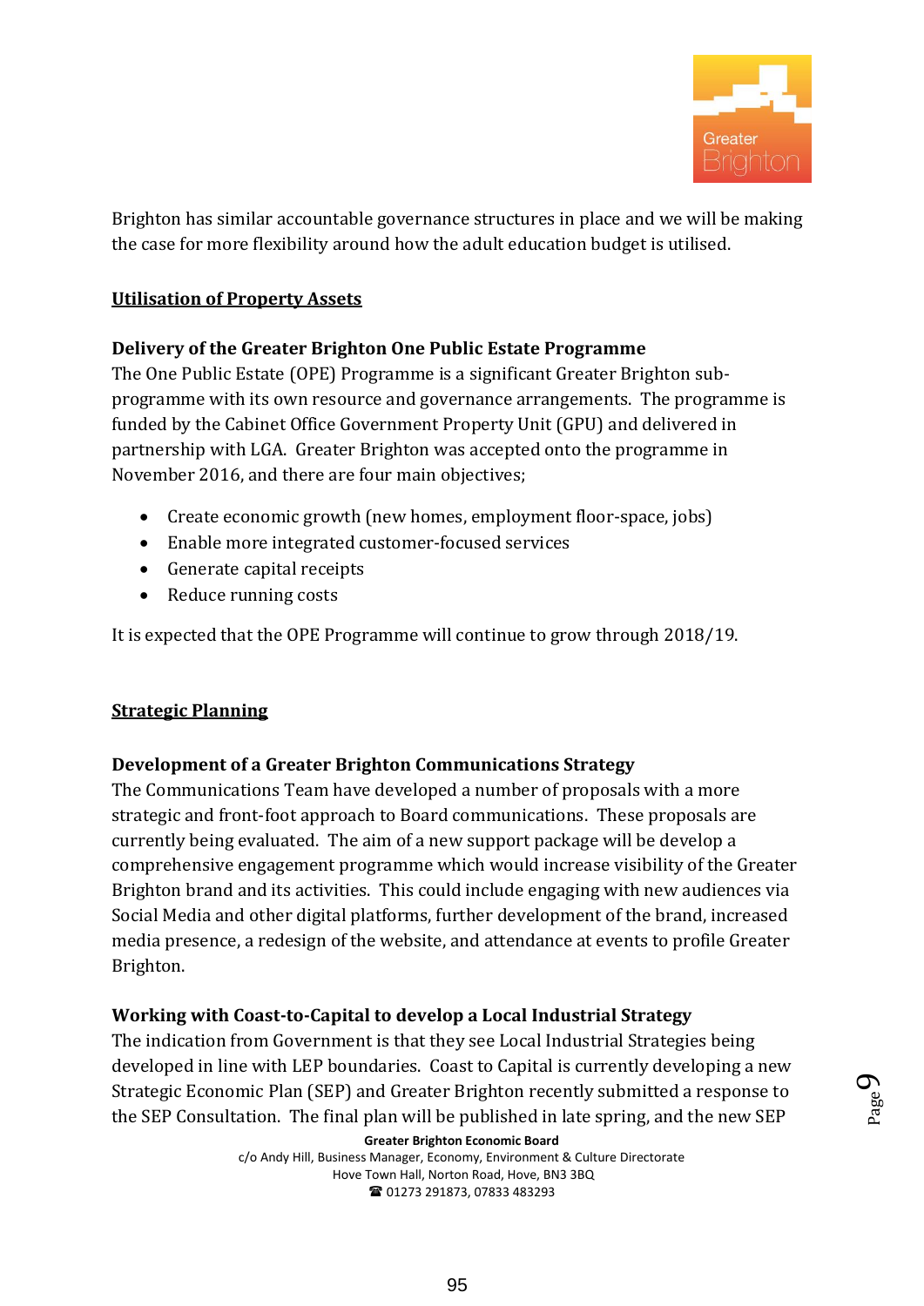Brighton has similar accountable governance structures in place and we will be making the case for more flexibility around how the adult education budget is utilised.

## Utilisation of Property Assets

### Delivery of the Greater Brighton One Public Estate Programme

The One Public Estate (OPE) Programme is a significant Greater Brighton sub-programme with its own resource and governance arrangements. The programme is funded by the Cabinet Office Government Property Unit (GPU) and delivered in partnership with LGA. Greater Brighton was accepted onto the programme in November 2016, and there are four main objectives;

- Create economic growth (new homes, employment floor-space, jobs)
- Enable more integrated customer-focused services
- Generate capital receipts
- Reduce running costs

It is expected that the OPE Programme will continue to grow through 2018/19.

## Strategic Planning

### Development of a Greater Brighton Communications Strategy

The Communications Team have developed a number of proposals with a more strategic and front-foot approach to Board communications. These proposals are currently being evaluated. The aim of a new support package will be develop a comprehensive engagement programme which would increase visibility of the Greater Brighton brand and its activities. This could include engaging with new audiences via Social Media and other digital platforms, further development of the brand, increased media presence, a redesign of the website, and attendance at events to profile Greater Brighton.

### Working with Coast-to-Capital to develop a Local Industrial Strategy

The indication from Government is that they see Local Industrial Strategies being developed in line with LEP boundaries. Coast to Capital is currently developing a new Strategic Economic Plan (SEP) and Greater Brighton recently submitted a response to the SEP Consultation. The final plan will be published in late spring, and the new SEP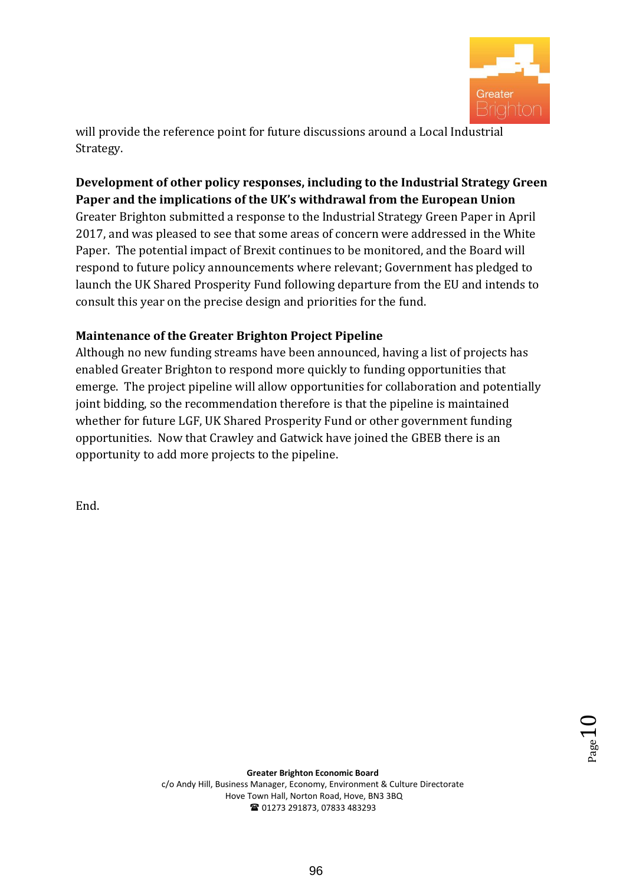will provide the reference point for future discussions around a Local Industrial Strategy.

**Development of other policy responses, including to the Industrial Strategy Green Paper and the implications of the UK's withdrawal from the European Union**

Greater Brighton submitted a response to the Industrial Strategy Green Paper in April 2017, and was pleased to see that some areas of concern were addressed in the White Paper. The potential impact of Brexit continues to be monitored, and the Board will respond to future policy announcements where relevant; Government has pledged to launch the UK Shared Prosperity Fund following departure from the EU and intends to consult this year on the precise design and priorities for the fund.

**Maintenance of the Greater Brighton Project Pipeline**

Although no new funding streams have been announced, having a list of projects has enabled Greater Brighton to respond more quickly to funding opportunities that emerge. The project pipeline will allow opportunities for collaboration and potentially joint bidding, so the recommendation therefore is that the pipeline is maintained whether for future LGF, UK Shared Prosperity Fund or other government funding opportunities. Now that Crawley and Gatwick have joined the GBEB there is an opportunity to add more projects to the pipeline.

End.

**Greater Brighton Economic Board**
c/o Andy Hill, Business Manager, Economy, Environment & Culture Directorate
Hove Town Hall, Norton Road, Hove, BN3 3BQ
☎ 01273 291873, 07833 483293